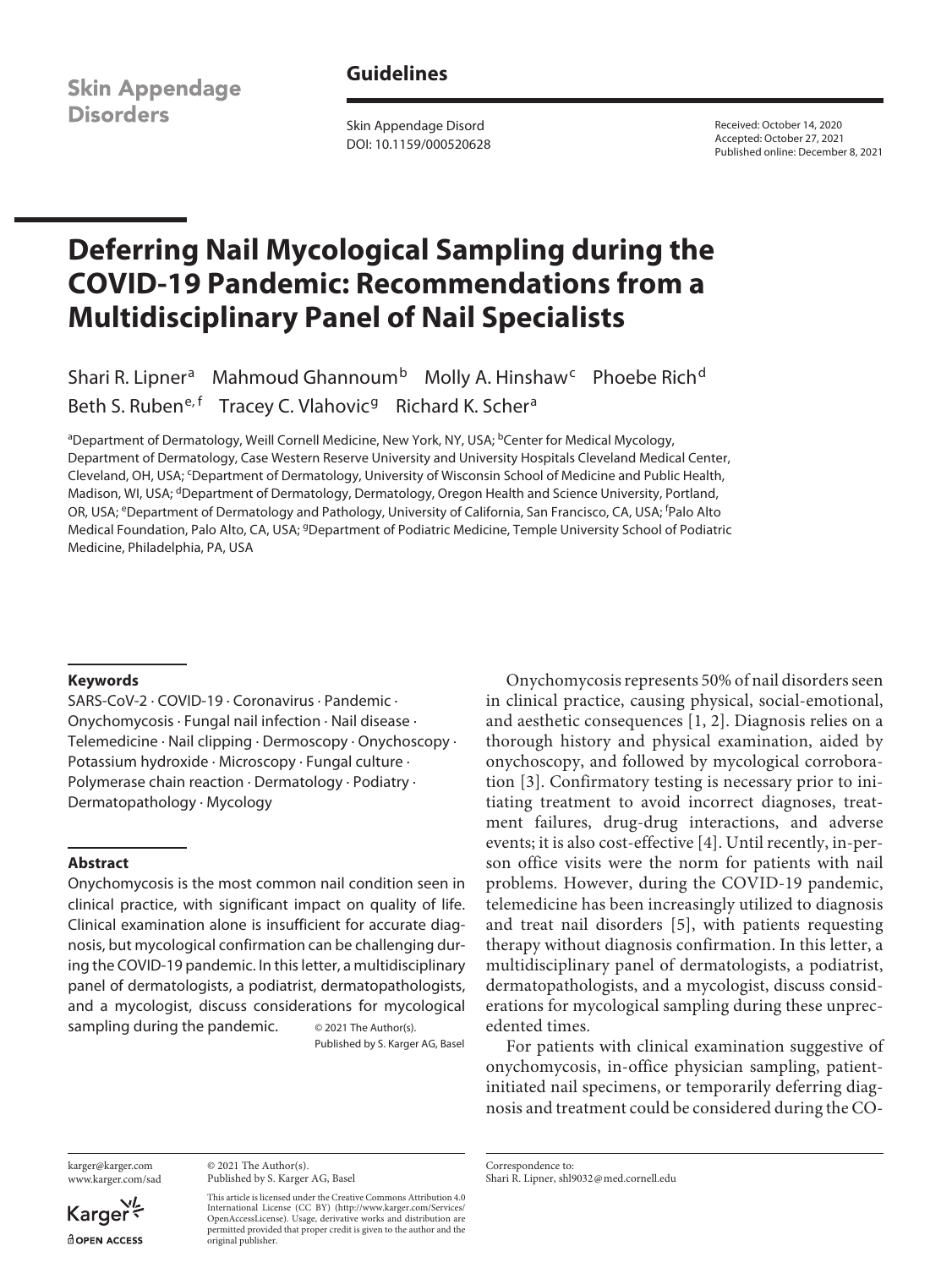Guidelines

Received: October 14, 2020
Accepted: October 27, 2021
Published online: December 8, 2021

# Deferring Nail Mycological Sampling during the COVID-19 Pandemic: Recommendations from a Multidisciplinary Panel of Nail Specialists

Shari R. Lipner[a] Mahmoud Ghannoum[b] Molly A. Hinshaw[c] Phoebe Rich[d] Beth S. Ruben[e, f] Tracey C. Vlahovic[g] Richard K. Scher[a]

[a]Department of Dermatology, Weill Cornell Medicine, New York, NY, USA; [b]Center for Medical Mycology, Department of Dermatology, Case Western Reserve University and University Hospitals Cleveland Medical Center, Cleveland, OH, USA; [c]Department of Dermatology, University of Wisconsin School of Medicine and Public Health, Madison, WI, USA; [d]Department of Dermatology, Dermatology, Oregon Health and Science University, Portland, OR, USA; [e]Department of Dermatology and Pathology, University of California, San Francisco, CA, USA; [f]Palo Alto Medical Foundation, Palo Alto, CA, USA; [g]Department of Podiatric Medicine, Temple University School of Podiatric Medicine, Philadelphia, PA, USA

### Keywords

SARS-CoV-2 · COVID-19 · Coronavirus · Pandemic · Onychomycosis · Fungal nail infection · Nail disease · Telemedicine · Nail clipping · Dermoscopy · Onychoscopy · Potassium hydroxide · Microscopy · Fungal culture · Polymerase chain reaction · Dermatology · Podiatry · Dermatopathology · Mycology

### Abstract

Onychomycosis is the most common nail condition seen in clinical practice, with significant impact on quality of life. Clinical examination alone is insufficient for accurate diagnosis, but mycological confirmation can be challenging during the COVID-19 pandemic. In this letter, a multidisciplinary panel of dermatologists, a podiatrist, dermatopathologists, and a mycologist, discuss considerations for mycological sampling during the pandemic.

© 2021 The Author(s). Published by S. Karger AG, Basel

Onychomycosis represents 50% of nail disorders seen in clinical practice, causing physical, social-emotional, and aesthetic consequences [1, 2]. Diagnosis relies on a thorough history and physical examination, aided by onychoscopy, and followed by mycological corroboration [3]. Confirmatory testing is necessary prior to initiating treatment to avoid incorrect diagnoses, treatment failures, drug-drug interactions, and adverse events; it is also cost-effective [4]. Until recently, in-person office visits were the norm for patients with nail problems. However, during the COVID-19 pandemic, telemedicine has been increasingly utilized to diagnosis and treat nail disorders [5], with patients requesting therapy without diagnosis confirmation. In this letter, a multidisciplinary panel of dermatologists, a podiatrist, dermatopathologists, and a mycologist, discuss considerations for mycological sampling during these unprecedented times.

For patients with clinical examination suggestive of onychomycosis, in-office physician sampling, patient-initiated nail specimens, or temporarily deferring diagnosis and treatment could be considered during the CO-

© 2021 The Author(s).
Published by S. Karger AG, Basel

This article is licensed under the Creative Commons Attribution 4.0 International License (CC BY) (http://www.karger.com/Services/OpenAccessLicense). Usage, derivative works and distribution are permitted provided that proper credit is given to the author and the original publisher.

Correspondence to:
Shari R. Lipner, shl9032@med.cornell.edu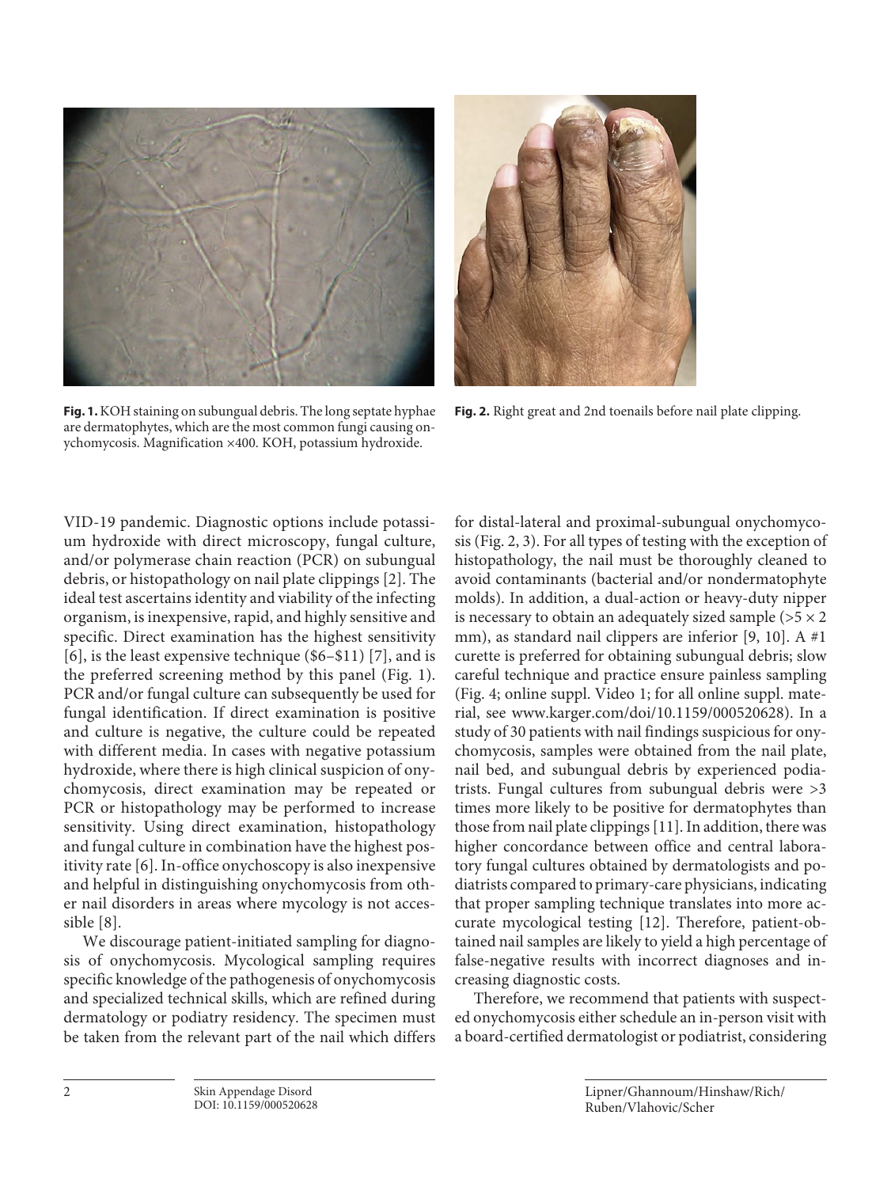**Fig. 1.** KOH staining on subungual debris. The long septate hyphae are dermatophytes, which are the most common fungi causing onychomycosis. Magnification ×400. KOH, potassium hydroxide.

**Fig. 2.** Right great and 2nd toenails before nail plate clipping.

VID-19 pandemic. Diagnostic options include potassium hydroxide with direct microscopy, fungal culture, and/or polymerase chain reaction (PCR) on subungual debris, or histopathology on nail plate clippings [2]. The ideal test ascertains identity and viability of the infecting organism, is inexpensive, rapid, and highly sensitive and specific. Direct examination has the highest sensitivity [6], is the least expensive technique ($6–$11) [7], and is the preferred screening method by this panel (Fig. 1). PCR and/or fungal culture can subsequently be used for fungal identification. If direct examination is positive and culture is negative, the culture could be repeated with different media. In cases with negative potassium hydroxide, where there is high clinical suspicion of onychomycosis, direct examination may be repeated or PCR or histopathology may be performed to increase sensitivity. Using direct examination, histopathology and fungal culture in combination have the highest positivity rate [6]. In-office onychoscopy is also inexpensive and helpful in distinguishing onychomycosis from other nail disorders in areas where mycology is not accessible [8].

We discourage patient-initiated sampling for diagnosis of onychomycosis. Mycological sampling requires specific knowledge of the pathogenesis of onychomycosis and specialized technical skills, which are refined during dermatology or podiatry residency. The specimen must be taken from the relevant part of the nail which differs for distal-lateral and proximal-subungual onychomycosis (Fig. 2, 3). For all types of testing with the exception of histopathology, the nail must be thoroughly cleaned to avoid contaminants (bacterial and/or nondermatophyte molds). In addition, a dual-action or heavy-duty nipper is necessary to obtain an adequately sized sample (>5 × 2 mm), as standard nail clippers are inferior [9, 10]. A #1 curette is preferred for obtaining subungual debris; slow careful technique and practice ensure painless sampling (Fig. 4; online suppl. Video 1; for all online suppl. material, see www.karger.com/doi/10.1159/000520628). In a study of 30 patients with nail findings suspicious for onychomycosis, samples were obtained from the nail plate, nail bed, and subungual debris by experienced podiatrists. Fungal cultures from subungual debris were >3 times more likely to be positive for dermatophytes than those from nail plate clippings [11]. In addition, there was higher concordance between office and central laboratory fungal cultures obtained by dermatologists and podiatrists compared to primary-care physicians, indicating that proper sampling technique translates into more accurate mycological testing [12]. Therefore, patient-obtained nail samples are likely to yield a high percentage of false-negative results with incorrect diagnoses and increasing diagnostic costs.

Therefore, we recommend that patients with suspected onychomycosis either schedule an in-person visit with a board-certified dermatologist or podiatrist, considering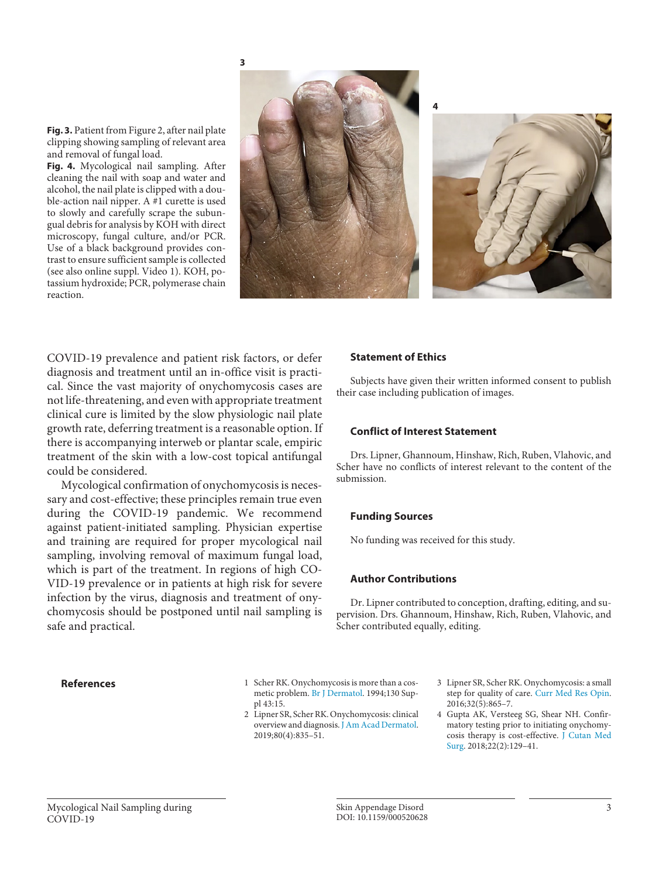**Fig. 3.** Patient from Figure 2, after nail plate clipping showing sampling of relevant area and removal of fungal load.

**Fig. 4.** Mycological nail sampling. After cleaning the nail with soap and water and alcohol, the nail plate is clipped with a double-action nail nipper. A #1 curette is used to slowly and carefully scrape the subungual debris for analysis by KOH with direct microscopy, fungal culture, and/or PCR. Use of a black background provides contrast to ensure sufficient sample is collected (see also online suppl. Video 1). KOH, potassium hydroxide; PCR, polymerase chain reaction.

COVID-19 prevalence and patient risk factors, or defer diagnosis and treatment until an in-office visit is practical. Since the vast majority of onychomycosis cases are not life-threatening, and even with appropriate treatment clinical cure is limited by the slow physiologic nail plate growth rate, deferring treatment is a reasonable option. If there is accompanying interweb or plantar scale, empiric treatment of the skin with a low-cost topical antifungal could be considered.

Mycological confirmation of onychomycosis is necessary and cost-effective; these principles remain true even during the COVID-19 pandemic. We recommend against patient-initiated sampling. Physician expertise and training are required for proper mycological nail sampling, involving removal of maximum fungal load, which is part of the treatment. In regions of high COVID-19 prevalence or in patients at high risk for severe infection by the virus, diagnosis and treatment of onychomycosis should be postponed until nail sampling is safe and practical.

## Statement of Ethics

Subjects have given their written informed consent to publish their case including publication of images.

## Conflict of Interest Statement

Drs. Lipner, Ghannoum, Hinshaw, Rich, Ruben, Vlahovic, and Scher have no conflicts of interest relevant to the content of the submission.

## Funding Sources

No funding was received for this study.

## Author Contributions

Dr. Lipner contributed to conception, drafting, editing, and supervision. Drs. Ghannoum, Hinshaw, Rich, Ruben, Vlahovic, and Scher contributed equally, editing.

## References

1. Scher RK. Onychomycosis is more than a cosmetic problem. Br J Dermatol. 1994;130 Suppl 43:15.
2. Lipner SR, Scher RK. Onychomycosis: clinical overview and diagnosis. J Am Acad Dermatol. 2019;80(4):835–51.
3. Lipner SR, Scher RK. Onychomycosis: a small step for quality of care. Curr Med Res Opin. 2016;32(5):865–7.
4. Gupta AK, Versteeg SG, Shear NH. Confirmatory testing prior to initiating onychomycosis therapy is cost-effective. J Cutan Med Surg. 2018;22(2):129–41.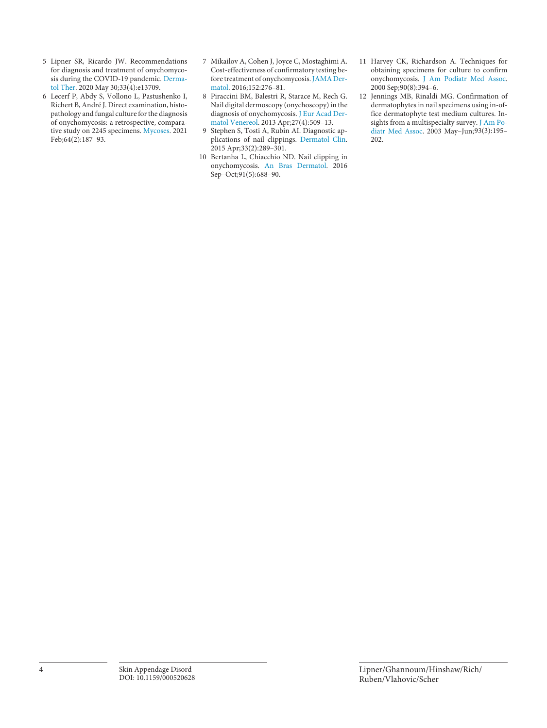5 Lipner SR, Ricardo JW. Recommendations for diagnosis and treatment of onychomycosis during the COVID-19 pandemic. Dermatol Ther. 2020 May 30;33(4):e13709.

6 Lecerf P, Abdy S, Vollono L, Pastushenko I, Richert B, André J. Direct examination, histopathology and fungal culture for the diagnosis of onychomycosis: a retrospective, comparative study on 2245 specimens. Mycoses. 2021 Feb;64(2):187–93.

7 Mikailov A, Cohen J, Joyce C, Mostaghimi A. Cost-effectiveness of confirmatory testing before treatment of onychomycosis. JAMA Dermatol. 2016;152:276–81.

8 Piraccini BM, Balestri R, Starace M, Rech G. Nail digital dermoscopy (onychoscopy) in the diagnosis of onychomycosis. J Eur Acad Dermatol Venereol. 2013 Apr;27(4):509–13.

9 Stephen S, Tosti A, Rubin AI. Diagnostic applications of nail clippings. Dermatol Clin. 2015 Apr;33(2):289–301.

10 Bertanha L, Chiacchio ND. Nail clipping in onychomycosis. An Bras Dermatol. 2016 Sep–Oct;91(5):688–90.

11 Harvey CK, Richardson A. Techniques for obtaining specimens for culture to confirm onychomycosis. J Am Podiatr Med Assoc. 2000 Sep;90(8):394–6.

12 Jennings MB, Rinaldi MG. Confirmation of dermatophytes in nail specimens using in-office dermatophyte test medium cultures. Insights from a multispecialty survey. J Am Podiatr Med Assoc. 2003 May–Jun;93(3):195–202.